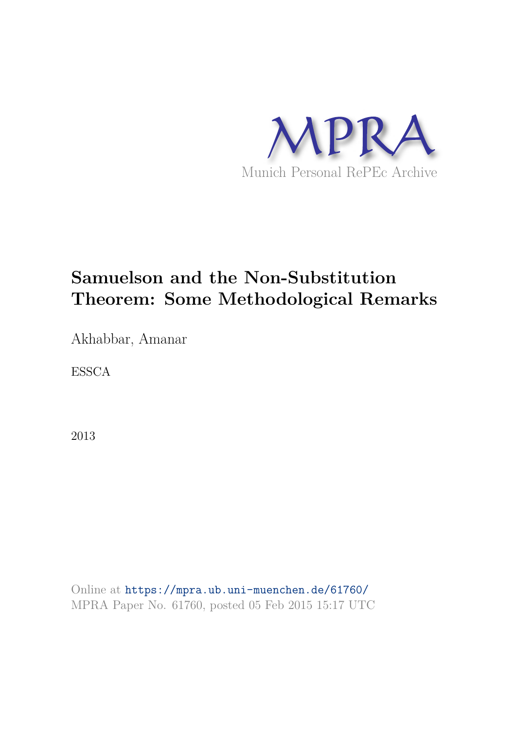MPRA

Munich Personal RePEc Archive

# Samuelson and the Non-Substitution Theorem: Some Methodological Remarks

Akhabbar, Amanar

ESSCA

2013

Online at https://mpra.ub.uni-muenchen.de/61760/
MPRA Paper No. 61760, posted 05 Feb 2015 15:17 UTC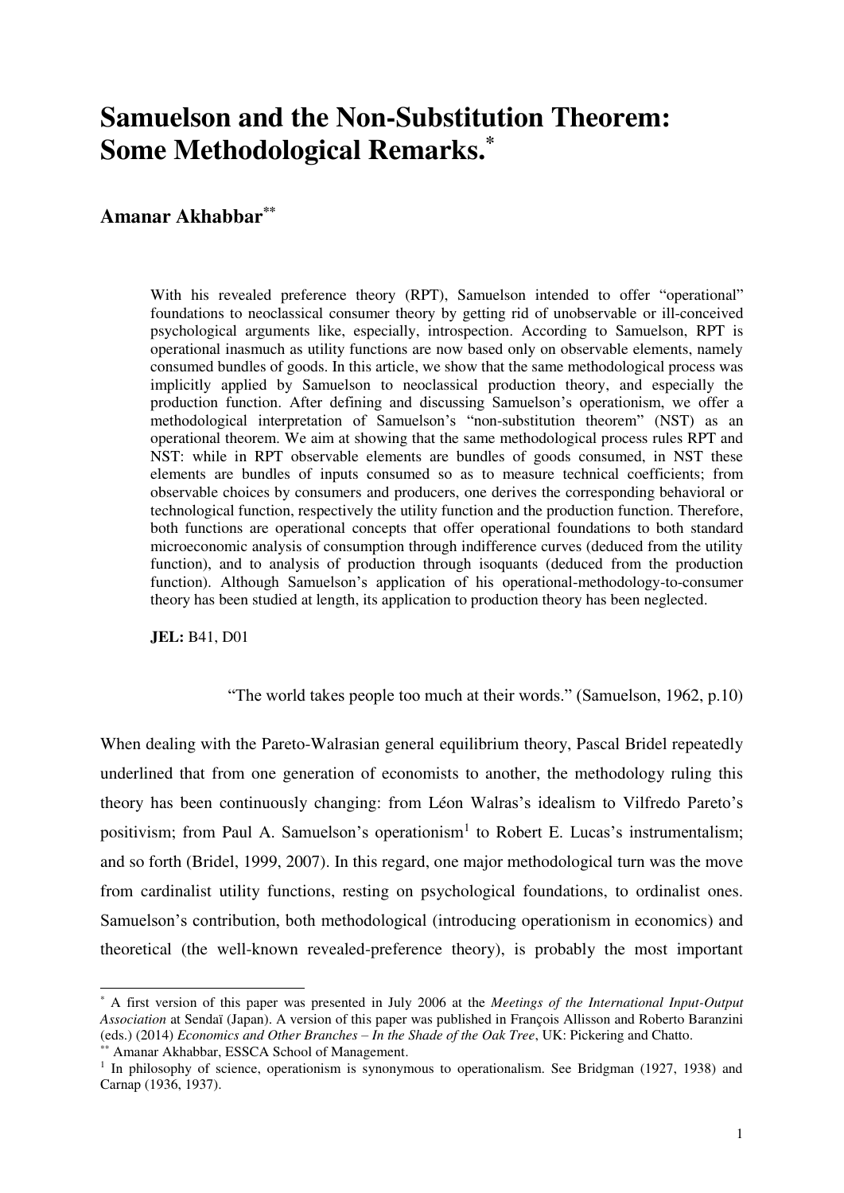# Samuelson and the Non-Substitution Theorem: Some Methodological Remarks.*

## Amanar Akhabbar**

> With his revealed preference theory (RPT), Samuelson intended to offer "operational" foundations to neoclassical consumer theory by getting rid of unobservable or ill-conceived psychological arguments like, especially, introspection. According to Samuelson, RPT is operational inasmuch as utility functions are now based only on observable elements, namely consumed bundles of goods. In this article, we show that the same methodological process was implicitly applied by Samuelson to neoclassical production theory, and especially the production function. After defining and discussing Samuelson's operationism, we offer a methodological interpretation of Samuelson's "non-substitution theorem" (NST) as an operational theorem. We aim at showing that the same methodological process rules RPT and NST: while in RPT observable elements are bundles of goods consumed, in NST these elements are bundles of inputs consumed so as to measure technical coefficients; from observable choices by consumers and producers, one derives the corresponding behavioral or technological function, respectively the utility function and the production function. Therefore, both functions are operational concepts that offer operational foundations to both standard microeconomic analysis of consumption through indifference curves (deduced from the utility function), and to analysis of production through isoquants (deduced from the production function). Although Samuelson's application of his operational-methodology-to-consumer theory has been studied at length, its application to production theory has been neglected.
>
> **JEL:** B41, D01

"The world takes people too much at their words." (Samuelson, 1962, p.10)

When dealing with the Pareto-Walrasian general equilibrium theory, Pascal Bridel repeatedly underlined that from one generation of economists to another, the methodology ruling this theory has been continuously changing: from Léon Walras's idealism to Vilfredo Pareto's positivism; from Paul A. Samuelson's operationism[1] to Robert E. Lucas's instrumentalism; and so forth (Bridel, 1999, 2007). In this regard, one major methodological turn was the move from cardinalist utility functions, resting on psychological foundations, to ordinalist ones. Samuelson's contribution, both methodological (introducing operationism in economics) and theoretical (the well-known revealed-preference theory), is probably the most important

---

* A first version of this paper was presented in July 2006 at the *Meetings of the International Input-Output Association* at Sendaï (Japan). A version of this paper was published in François Allisson and Roberto Baranzini (eds.) (2014) *Economics and Other Branches – In the Shade of the Oak Tree*, UK: Pickering and Chatto.

** Amanar Akhabbar, ESSCA School of Management.

[1] In philosophy of science, operationism is synonymous to operationalism. See Bridgman (1927, 1938) and Carnap (1936, 1937).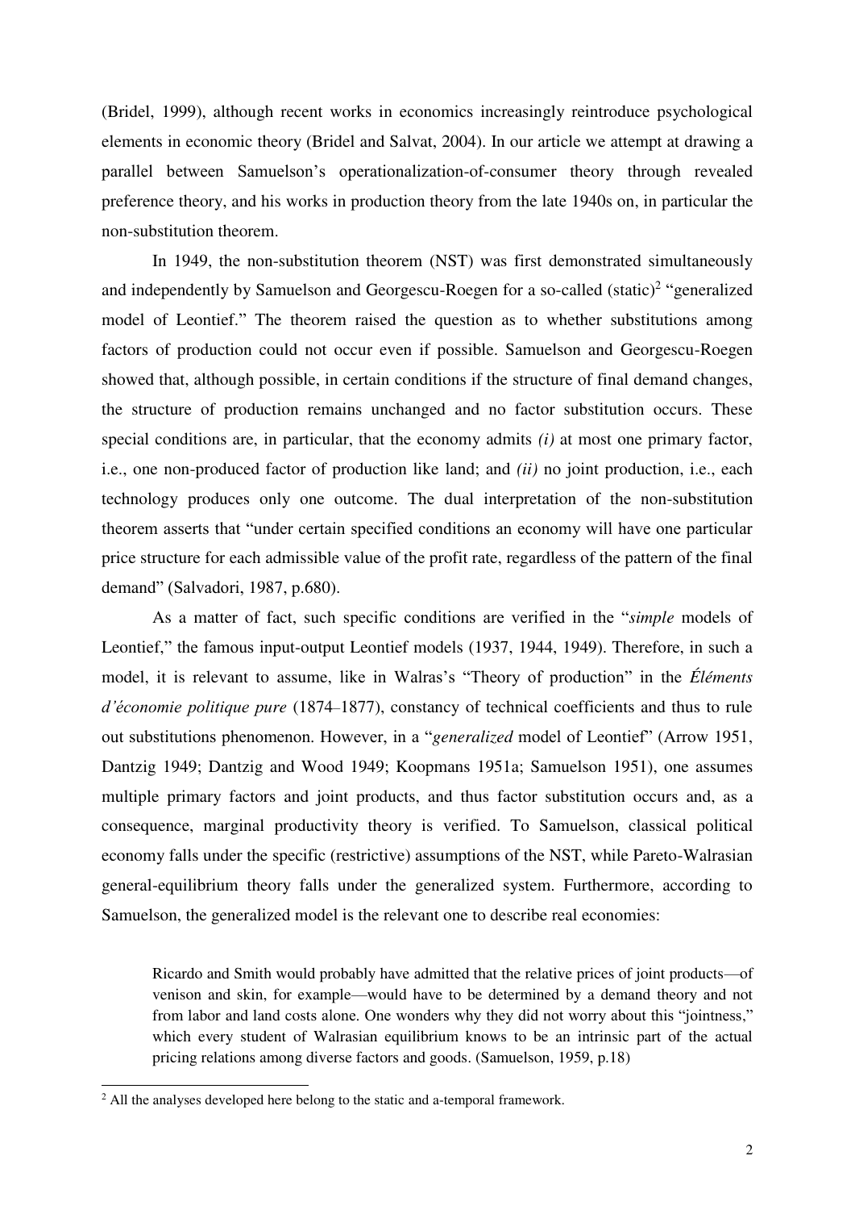(Bridel, 1999), although recent works in economics increasingly reintroduce psychological elements in economic theory (Bridel and Salvat, 2004). In our article we attempt at drawing a parallel between Samuelson's operationalization-of-consumer theory through revealed preference theory, and his works in production theory from the late 1940s on, in particular the non-substitution theorem.

In 1949, the non-substitution theorem (NST) was first demonstrated simultaneously and independently by Samuelson and Georgescu-Roegen for a so-called (static)[2] "generalized model of Leontief." The theorem raised the question as to whether substitutions among factors of production could not occur even if possible. Samuelson and Georgescu-Roegen showed that, although possible, in certain conditions if the structure of final demand changes, the structure of production remains unchanged and no factor substitution occurs. These special conditions are, in particular, that the economy admits *(i)* at most one primary factor, i.e., one non-produced factor of production like land; and *(ii)* no joint production, i.e., each technology produces only one outcome. The dual interpretation of the non-substitution theorem asserts that "under certain specified conditions an economy will have one particular price structure for each admissible value of the profit rate, regardless of the pattern of the final demand" (Salvadori, 1987, p.680).

As a matter of fact, such specific conditions are verified in the "*simple* models of Leontief," the famous input-output Leontief models (1937, 1944, 1949). Therefore, in such a model, it is relevant to assume, like in Walras's "Theory of production" in the *Éléments d'économie politique pure* (1874–1877), constancy of technical coefficients and thus to rule out substitutions phenomenon. However, in a "*generalized* model of Leontief" (Arrow 1951, Dantzig 1949; Dantzig and Wood 1949; Koopmans 1951a; Samuelson 1951), one assumes multiple primary factors and joint products, and thus factor substitution occurs and, as a consequence, marginal productivity theory is verified. To Samuelson, classical political economy falls under the specific (restrictive) assumptions of the NST, while Pareto-Walrasian general-equilibrium theory falls under the generalized system. Furthermore, according to Samuelson, the generalized model is the relevant one to describe real economies:

> Ricardo and Smith would probably have admitted that the relative prices of joint products—of venison and skin, for example—would have to be determined by a demand theory and not from labor and land costs alone. One wonders why they did not worry about this "jointness," which every student of Walrasian equilibrium knows to be an intrinsic part of the actual pricing relations among diverse factors and goods. (Samuelson, 1959, p.18)

[2] All the analyses developed here belong to the static and a-temporal framework.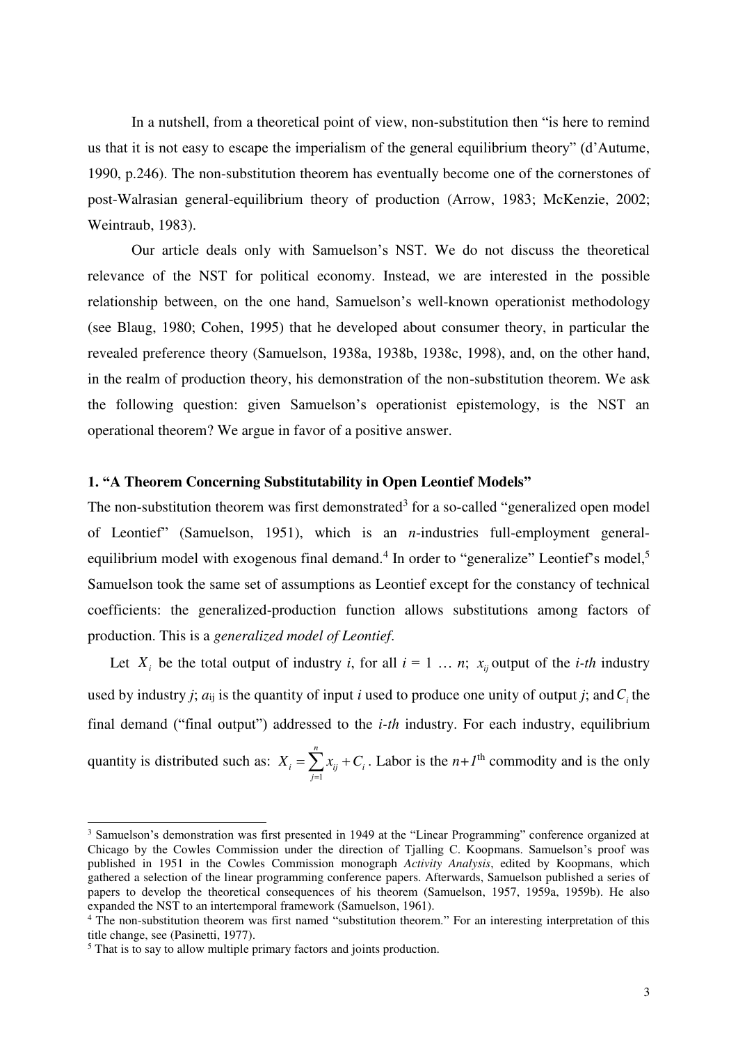In a nutshell, from a theoretical point of view, non-substitution then "is here to remind us that it is not easy to escape the imperialism of the general equilibrium theory" (d'Autume, 1990, p.246). The non-substitution theorem has eventually become one of the cornerstones of post-Walrasian general-equilibrium theory of production (Arrow, 1983; McKenzie, 2002; Weintraub, 1983).

Our article deals only with Samuelson's NST. We do not discuss the theoretical relevance of the NST for political economy. Instead, we are interested in the possible relationship between, on the one hand, Samuelson's well-known operationist methodology (see Blaug, 1980; Cohen, 1995) that he developed about consumer theory, in particular the revealed preference theory (Samuelson, 1938a, 1938b, 1938c, 1998), and, on the other hand, in the realm of production theory, his demonstration of the non-substitution theorem. We ask the following question: given Samuelson's operationist epistemology, is the NST an operational theorem? We argue in favor of a positive answer.

### 1. "A Theorem Concerning Substitutability in Open Leontief Models"

The non-substitution theorem was first demonstrated[3] for a so-called "generalized open model of Leontief" (Samuelson, 1951), which is an *n*-industries full-employment general-equilibrium model with exogenous final demand.[4] In order to "generalize" Leontief's model,[5] Samuelson took the same set of assumptions as Leontief except for the constancy of technical coefficients: the generalized-production function allows substitutions among factors of production. This is a *generalized model of Leontief*.

Let $X_i$ be the total output of industry *i*, for all *i* = 1 … *n*; $x_{ij}$ output of the *i-th* industry used by industry *j*; $a_{ij}$ is the quantity of input *i* used to produce one unity of output *j*; and $C_i$ the final demand ("final output") addressed to the *i-th* industry. For each industry, equilibrium quantity is distributed such as: $X_i = \sum_{j=1}^{n} x_{ij} + C_i$. Labor is the *n+1*th commodity and is the only

---

[3] Samuelson's demonstration was first presented in 1949 at the "Linear Programming" conference organized at Chicago by the Cowles Commission under the direction of Tjalling C. Koopmans. Samuelson's proof was published in 1951 in the Cowles Commission monograph *Activity Analysis*, edited by Koopmans, which gathered a selection of the linear programming conference papers. Afterwards, Samuelson published a series of papers to develop the theoretical consequences of his theorem (Samuelson, 1957, 1959a, 1959b). He also expanded the NST to an intertemporal framework (Samuelson, 1961).

[4] The non-substitution theorem was first named "substitution theorem." For an interesting interpretation of this title change, see (Pasinetti, 1977).

[5] That is to say to allow multiple primary factors and joints production.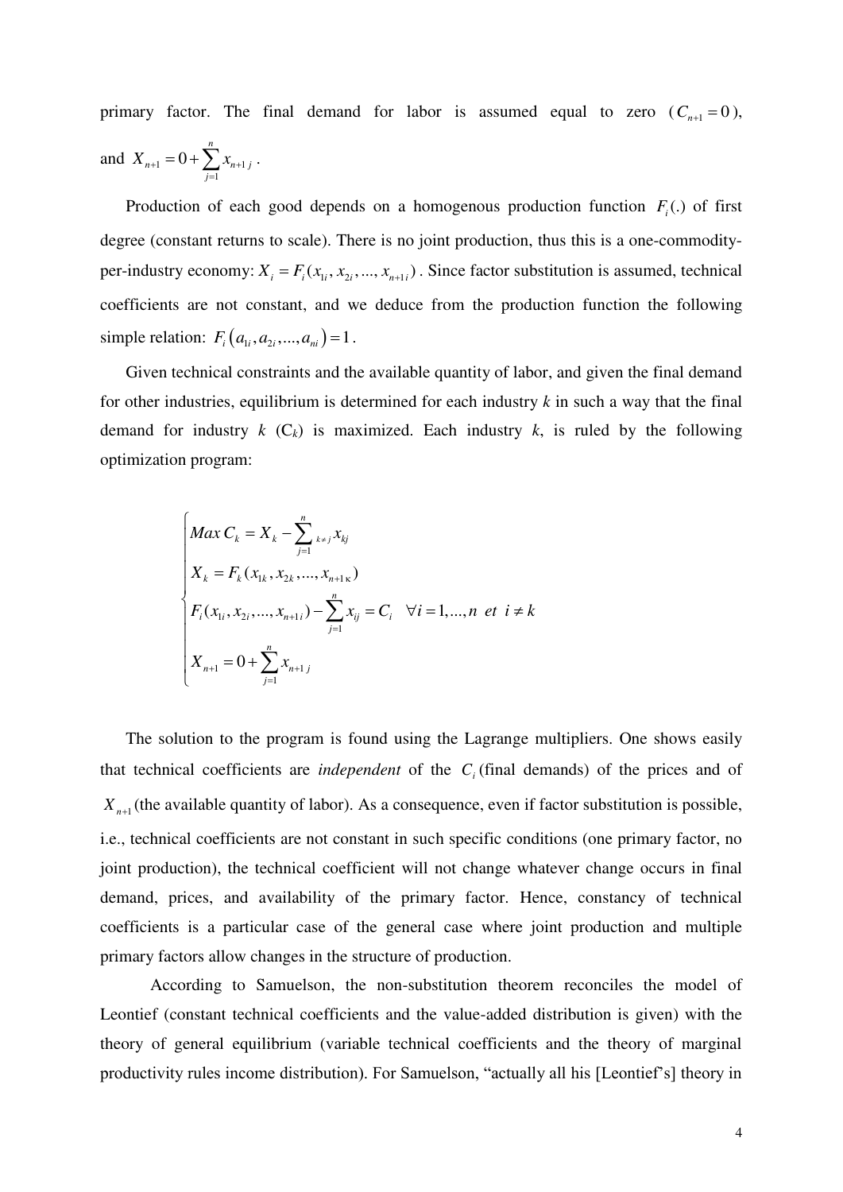primary factor. The final demand for labor is assumed equal to zero ($C_{n+1} = 0$), and $X_{n+1} = 0 + \sum_{j=1}^{n} x_{n+1\,j}$.

Production of each good depends on a homogenous production function $F_i(.)$ of first degree (constant returns to scale). There is no joint production, thus this is a one-commodity-per-industry economy: $X_i = F_i(x_{1i}, x_{2i}, ..., x_{n+1i})$. Since factor substitution is assumed, technical coefficients are not constant, and we deduce from the production function the following simple relation: $F_i\left(a_{1i}, a_{2i}, ..., a_{ni}\right) = 1$.

Given technical constraints and the available quantity of labor, and given the final demand for other industries, equilibrium is determined for each industry *k* in such a way that the final demand for industry *k* ($C_k$) is maximized. Each industry *k*, is ruled by the following optimization program:

$$
\begin{cases}
Max\, C_k = X_k - \sum_{j=1}^{n}{}_{k \neq j}\, x_{kj} \\
X_k = F_k(x_{1k}, x_{2k}, ..., x_{n+1\kappa}) \\
F_i(x_{1i}, x_{2i}, ..., x_{n+1i}) - \sum_{j=1}^{n} x_{ij} = C_i \quad \forall i = 1, ..., n \;\; et \;\; i \neq k \\
X_{n+1} = 0 + \sum_{j=1}^{n} x_{n+1\,j}
\end{cases}
$$

The solution to the program is found using the Lagrange multipliers. One shows easily that technical coefficients are *independent* of the $C_i$ (final demands) of the prices and of $X_{n+1}$ (the available quantity of labor). As a consequence, even if factor substitution is possible, i.e., technical coefficients are not constant in such specific conditions (one primary factor, no joint production), the technical coefficient will not change whatever change occurs in final demand, prices, and availability of the primary factor. Hence, constancy of technical coefficients is a particular case of the general case where joint production and multiple primary factors allow changes in the structure of production.

According to Samuelson, the non-substitution theorem reconciles the model of Leontief (constant technical coefficients and the value-added distribution is given) with the theory of general equilibrium (variable technical coefficients and the theory of marginal productivity rules income distribution). For Samuelson, "actually all his [Leontief's] theory in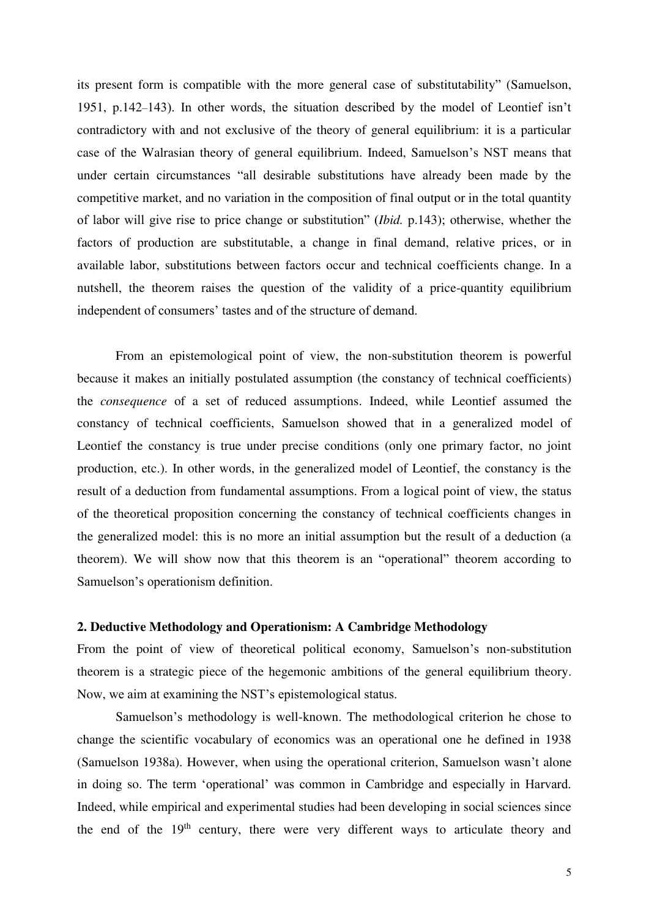its present form is compatible with the more general case of substitutability" (Samuelson, 1951, p.142–143). In other words, the situation described by the model of Leontief isn't contradictory with and not exclusive of the theory of general equilibrium: it is a particular case of the Walrasian theory of general equilibrium. Indeed, Samuelson's NST means that under certain circumstances "all desirable substitutions have already been made by the competitive market, and no variation in the composition of final output or in the total quantity of labor will give rise to price change or substitution" (*Ibid.* p.143); otherwise, whether the factors of production are substitutable, a change in final demand, relative prices, or in available labor, substitutions between factors occur and technical coefficients change. In a nutshell, the theorem raises the question of the validity of a price-quantity equilibrium independent of consumers' tastes and of the structure of demand.

From an epistemological point of view, the non-substitution theorem is powerful because it makes an initially postulated assumption (the constancy of technical coefficients) the *consequence* of a set of reduced assumptions. Indeed, while Leontief assumed the constancy of technical coefficients, Samuelson showed that in a generalized model of Leontief the constancy is true under precise conditions (only one primary factor, no joint production, etc.). In other words, in the generalized model of Leontief, the constancy is the result of a deduction from fundamental assumptions. From a logical point of view, the status of the theoretical proposition concerning the constancy of technical coefficients changes in the generalized model: this is no more an initial assumption but the result of a deduction (a theorem). We will show now that this theorem is an "operational" theorem according to Samuelson's operationism definition.

## 2. Deductive Methodology and Operationism: A Cambridge Methodology

From the point of view of theoretical political economy, Samuelson's non-substitution theorem is a strategic piece of the hegemonic ambitions of the general equilibrium theory. Now, we aim at examining the NST's epistemological status.

Samuelson's methodology is well-known. The methodological criterion he chose to change the scientific vocabulary of economics was an operational one he defined in 1938 (Samuelson 1938a). However, when using the operational criterion, Samuelson wasn't alone in doing so. The term 'operational' was common in Cambridge and especially in Harvard. Indeed, while empirical and experimental studies had been developing in social sciences since the end of the 19th century, there were very different ways to articulate theory and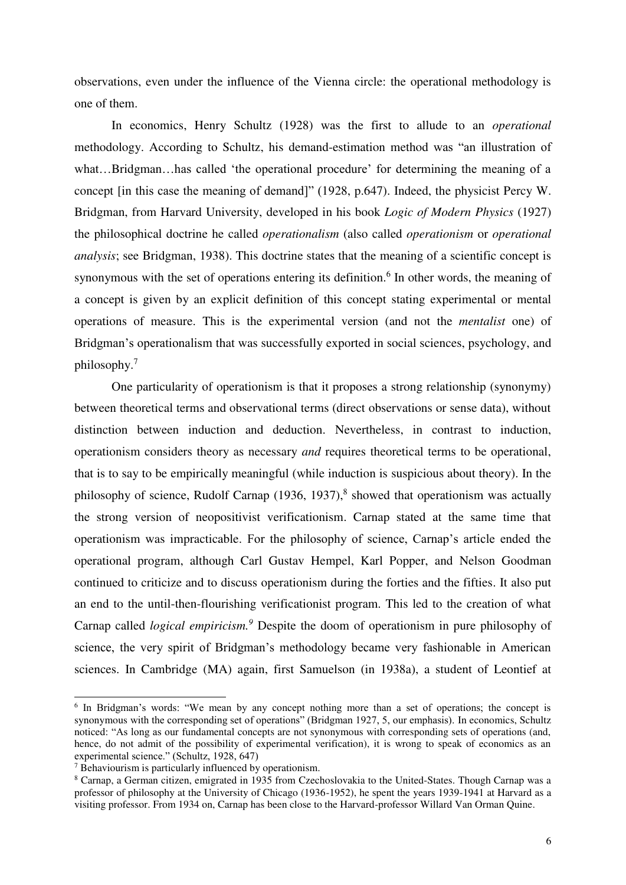observations, even under the influence of the Vienna circle: the operational methodology is one of them.

In economics, Henry Schultz (1928) was the first to allude to an *operational* methodology. According to Schultz, his demand-estimation method was "an illustration of what…Bridgman…has called 'the operational procedure' for determining the meaning of a concept [in this case the meaning of demand]" (1928, p.647). Indeed, the physicist Percy W. Bridgman, from Harvard University, developed in his book *Logic of Modern Physics* (1927) the philosophical doctrine he called *operationalism* (also called *operationism* or *operational analysis*; see Bridgman, 1938). This doctrine states that the meaning of a scientific concept is synonymous with the set of operations entering its definition.[6] In other words, the meaning of a concept is given by an explicit definition of this concept stating experimental or mental operations of measure. This is the experimental version (and not the *mentalist* one) of Bridgman's operationalism that was successfully exported in social sciences, psychology, and philosophy.[7]

One particularity of operationism is that it proposes a strong relationship (synonymy) between theoretical terms and observational terms (direct observations or sense data), without distinction between induction and deduction. Nevertheless, in contrast to induction, operationism considers theory as necessary *and* requires theoretical terms to be operational, that is to say to be empirically meaningful (while induction is suspicious about theory). In the philosophy of science, Rudolf Carnap (1936, 1937),[8] showed that operationism was actually the strong version of neopositivist verificationism. Carnap stated at the same time that operationism was impracticable. For the philosophy of science, Carnap's article ended the operational program, although Carl Gustav Hempel, Karl Popper, and Nelson Goodman continued to criticize and to discuss operationism during the forties and the fifties. It also put an end to the until-then-flourishing verificationist program. This led to the creation of what Carnap called *logical empiricism.*[9] Despite the doom of operationism in pure philosophy of science, the very spirit of Bridgman's methodology became very fashionable in American sciences. In Cambridge (MA) again, first Samuelson (in 1938a), a student of Leontief at

---

[6] In Bridgman's words: "We mean by any concept nothing more than a set of operations; the concept is synonymous with the corresponding set of operations" (Bridgman 1927, 5, our emphasis). In economics, Schultz noticed: "As long as our fundamental concepts are not synonymous with corresponding sets of operations (and, hence, do not admit of the possibility of experimental verification), it is wrong to speak of economics as an experimental science." (Schultz, 1928, 647)

[7] Behaviourism is particularly influenced by operationism.

[8] Carnap, a German citizen, emigrated in 1935 from Czechoslovakia to the United-States. Though Carnap was a professor of philosophy at the University of Chicago (1936-1952), he spent the years 1939-1941 at Harvard as a visiting professor. From 1934 on, Carnap has been close to the Harvard-professor Willard Van Orman Quine.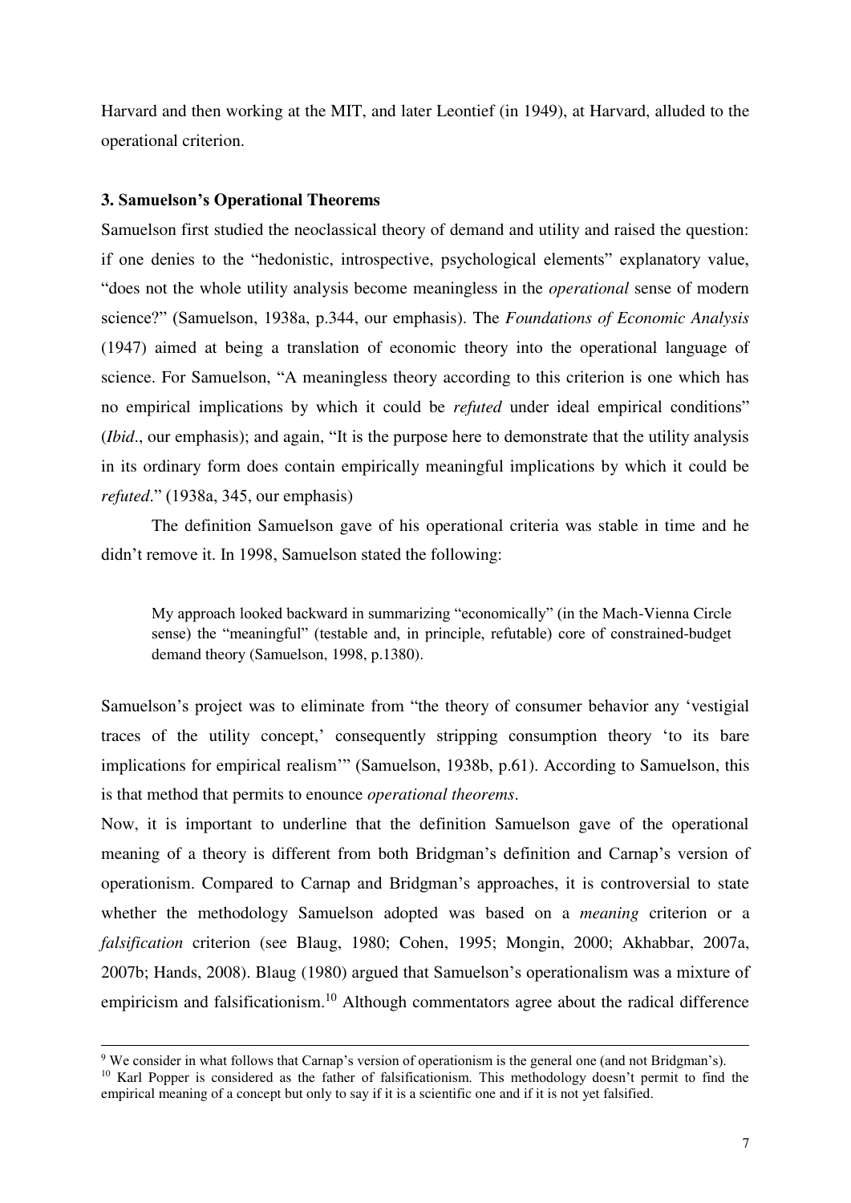Harvard and then working at the MIT, and later Leontief (in 1949), at Harvard, alluded to the operational criterion.

### 3. Samuelson's Operational Theorems

Samuelson first studied the neoclassical theory of demand and utility and raised the question: if one denies to the "hedonistic, introspective, psychological elements" explanatory value, "does not the whole utility analysis become meaningless in the *operational* sense of modern science?" (Samuelson, 1938a, p.344, our emphasis). The *Foundations of Economic Analysis* (1947) aimed at being a translation of economic theory into the operational language of science. For Samuelson, "A meaningless theory according to this criterion is one which has no empirical implications by which it could be *refuted* under ideal empirical conditions" (*Ibid*., our emphasis); and again, "It is the purpose here to demonstrate that the utility analysis in its ordinary form does contain empirically meaningful implications by which it could be *refuted*." (1938a, 345, our emphasis)

The definition Samuelson gave of his operational criteria was stable in time and he didn't remove it. In 1998, Samuelson stated the following:

> My approach looked backward in summarizing "economically" (in the Mach-Vienna Circle sense) the "meaningful" (testable and, in principle, refutable) core of constrained-budget demand theory (Samuelson, 1998, p.1380).

Samuelson's project was to eliminate from "the theory of consumer behavior any 'vestigial traces of the utility concept,' consequently stripping consumption theory 'to its bare implications for empirical realism'" (Samuelson, 1938b, p.61). According to Samuelson, this is that method that permits to enounce *operational theorems*.

Now, it is important to underline that the definition Samuelson gave of the operational meaning of a theory is different from both Bridgman's definition and Carnap's version of operationism. Compared to Carnap and Bridgman's approaches, it is controversial to state whether the methodology Samuelson adopted was based on a *meaning* criterion or a *falsification* criterion (see Blaug, 1980; Cohen, 1995; Mongin, 2000; Akhabbar, 2007a, 2007b; Hands, 2008). Blaug (1980) argued that Samuelson's operationalism was a mixture of empiricism and falsificationism.[10] Although commentators agree about the radical difference

---

[9] We consider in what follows that Carnap's version of operationism is the general one (and not Bridgman's).

[10] Karl Popper is considered as the father of falsificationism. This methodology doesn't permit to find the empirical meaning of a concept but only to say if it is a scientific one and if it is not yet falsified.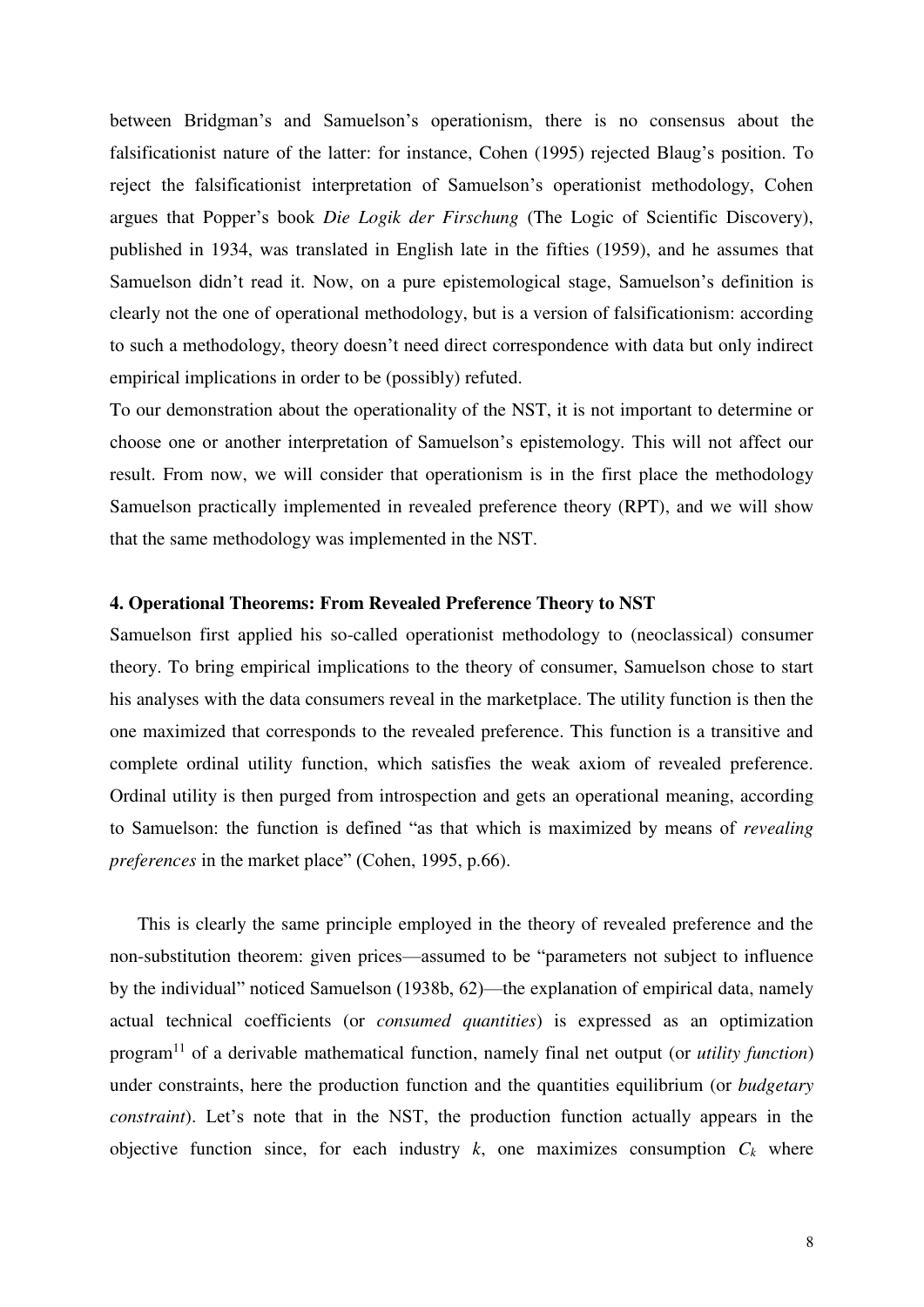between Bridgman's and Samuelson's operationism, there is no consensus about the falsificationist nature of the latter: for instance, Cohen (1995) rejected Blaug's position. To reject the falsificationist interpretation of Samuelson's operationist methodology, Cohen argues that Popper's book *Die Logik der Firschung* (The Logic of Scientific Discovery), published in 1934, was translated in English late in the fifties (1959), and he assumes that Samuelson didn't read it. Now, on a pure epistemological stage, Samuelson's definition is clearly not the one of operational methodology, but is a version of falsificationism: according to such a methodology, theory doesn't need direct correspondence with data but only indirect empirical implications in order to be (possibly) refuted.

To our demonstration about the operationality of the NST, it is not important to determine or choose one or another interpretation of Samuelson's epistemology. This will not affect our result. From now, we will consider that operationism is in the first place the methodology Samuelson practically implemented in revealed preference theory (RPT), and we will show that the same methodology was implemented in the NST.

## 4. Operational Theorems: From Revealed Preference Theory to NST

Samuelson first applied his so-called operationist methodology to (neoclassical) consumer theory. To bring empirical implications to the theory of consumer, Samuelson chose to start his analyses with the data consumers reveal in the marketplace. The utility function is then the one maximized that corresponds to the revealed preference. This function is a transitive and complete ordinal utility function, which satisfies the weak axiom of revealed preference. Ordinal utility is then purged from introspection and gets an operational meaning, according to Samuelson: the function is defined "as that which is maximized by means of *revealing preferences* in the market place" (Cohen, 1995, p.66).

This is clearly the same principle employed in the theory of revealed preference and the non-substitution theorem: given prices—assumed to be "parameters not subject to influence by the individual" noticed Samuelson (1938b, 62)—the explanation of empirical data, namely actual technical coefficients (or *consumed quantities*) is expressed as an optimization program[11] of a derivable mathematical function, namely final net output (or *utility function*) under constraints, here the production function and the quantities equilibrium (or *budgetary constraint*). Let's note that in the NST, the production function actually appears in the objective function since, for each industry $k$, one maximizes consumption $C_k$ where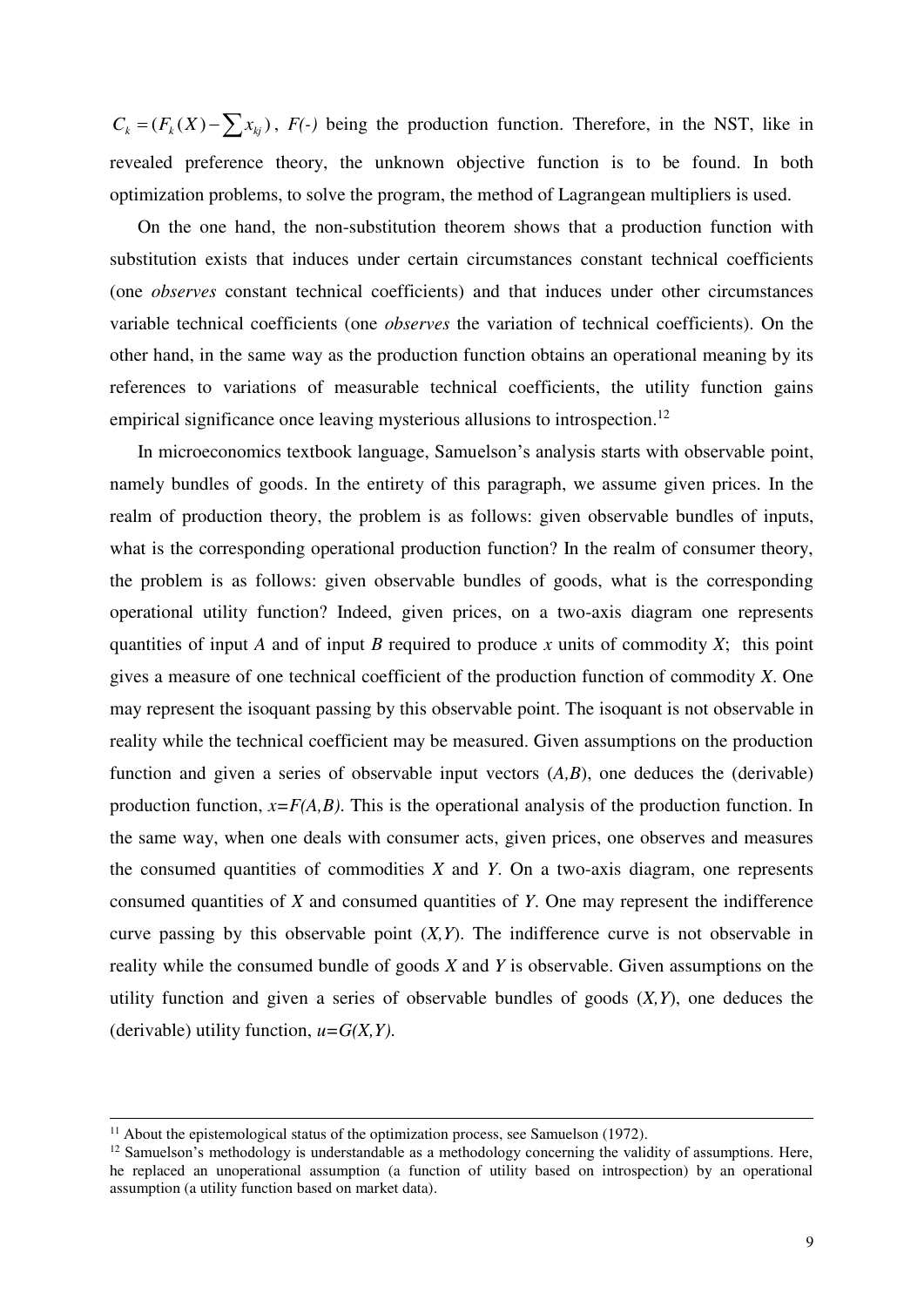$C_k = (F_k(X) - \sum x_{kj})$, *F(-)* being the production function. Therefore, in the NST, like in revealed preference theory, the unknown objective function is to be found. In both optimization problems, to solve the program, the method of Lagrangean multipliers is used.

On the one hand, the non-substitution theorem shows that a production function with substitution exists that induces under certain circumstances constant technical coefficients (one *observes* constant technical coefficients) and that induces under other circumstances variable technical coefficients (one *observes* the variation of technical coefficients). On the other hand, in the same way as the production function obtains an operational meaning by its references to variations of measurable technical coefficients, the utility function gains empirical significance once leaving mysterious allusions to introspection.[12]

In microeconomics textbook language, Samuelson's analysis starts with observable point, namely bundles of goods. In the entirety of this paragraph, we assume given prices. In the realm of production theory, the problem is as follows: given observable bundles of inputs, what is the corresponding operational production function? In the realm of consumer theory, the problem is as follows: given observable bundles of goods, what is the corresponding operational utility function? Indeed, given prices, on a two-axis diagram one represents quantities of input *A* and of input *B* required to produce *x* units of commodity *X*; this point gives a measure of one technical coefficient of the production function of commodity *X*. One may represent the isoquant passing by this observable point. The isoquant is not observable in reality while the technical coefficient may be measured. Given assumptions on the production function and given a series of observable input vectors (*A,B*), one deduces the (derivable) production function, $x=F(A,B)$. This is the operational analysis of the production function. In the same way, when one deals with consumer acts, given prices, one observes and measures the consumed quantities of commodities *X* and *Y*. On a two-axis diagram, one represents consumed quantities of *X* and consumed quantities of *Y*. One may represent the indifference curve passing by this observable point (*X,Y*). The indifference curve is not observable in reality while the consumed bundle of goods *X* and *Y* is observable. Given assumptions on the utility function and given a series of observable bundles of goods (*X,Y*), one deduces the (derivable) utility function, $u=G(X,Y)$.

---

[11] About the epistemological status of the optimization process, see Samuelson (1972).

[12] Samuelson's methodology is understandable as a methodology concerning the validity of assumptions. Here, he replaced an unoperational assumption (a function of utility based on introspection) by an operational assumption (a utility function based on market data).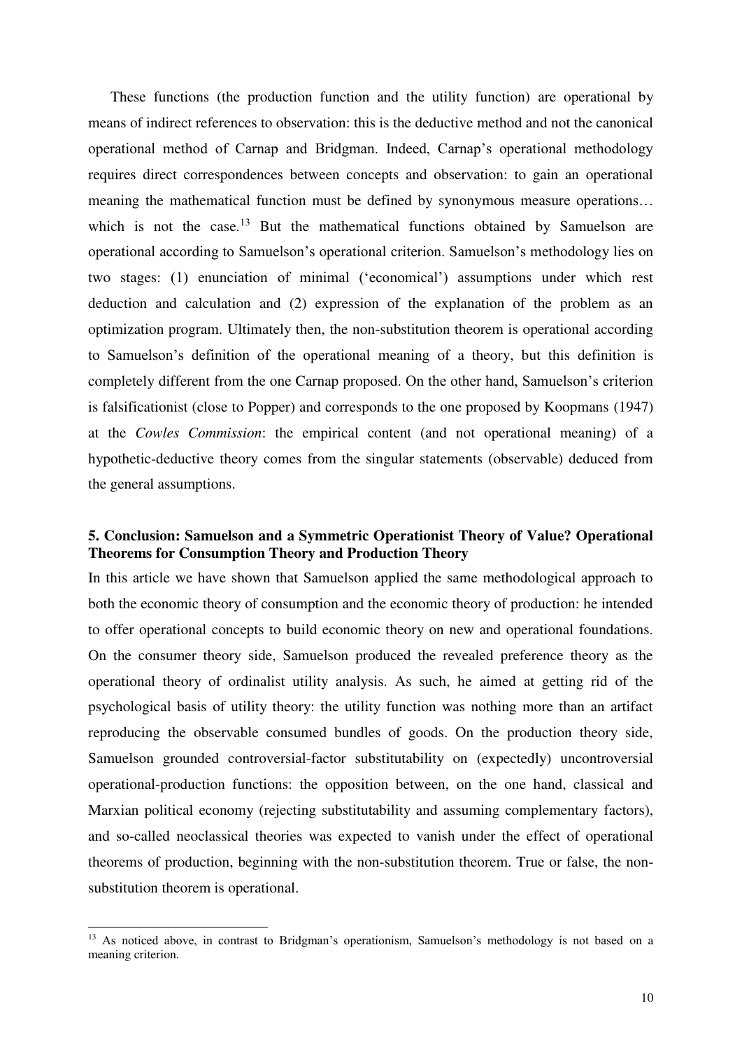These functions (the production function and the utility function) are operational by means of indirect references to observation: this is the deductive method and not the canonical operational method of Carnap and Bridgman. Indeed, Carnap's operational methodology requires direct correspondences between concepts and observation: to gain an operational meaning the mathematical function must be defined by synonymous measure operations… which is not the case.[13] But the mathematical functions obtained by Samuelson are operational according to Samuelson's operational criterion. Samuelson's methodology lies on two stages: (1) enunciation of minimal ('economical') assumptions under which rest deduction and calculation and (2) expression of the explanation of the problem as an optimization program. Ultimately then, the non-substitution theorem is operational according to Samuelson's definition of the operational meaning of a theory, but this definition is completely different from the one Carnap proposed. On the other hand, Samuelson's criterion is falsificationist (close to Popper) and corresponds to the one proposed by Koopmans (1947) at the *Cowles Commission*: the empirical content (and not operational meaning) of a hypothetic-deductive theory comes from the singular statements (observable) deduced from the general assumptions.

## 5. Conclusion: Samuelson and a Symmetric Operationist Theory of Value? Operational Theorems for Consumption Theory and Production Theory

In this article we have shown that Samuelson applied the same methodological approach to both the economic theory of consumption and the economic theory of production: he intended to offer operational concepts to build economic theory on new and operational foundations. On the consumer theory side, Samuelson produced the revealed preference theory as the operational theory of ordinalist utility analysis. As such, he aimed at getting rid of the psychological basis of utility theory: the utility function was nothing more than an artifact reproducing the observable consumed bundles of goods. On the production theory side, Samuelson grounded controversial-factor substitutability on (expectedly) uncontroversial operational-production functions: the opposition between, on the one hand, classical and Marxian political economy (rejecting substitutability and assuming complementary factors), and so-called neoclassical theories was expected to vanish under the effect of operational theorems of production, beginning with the non-substitution theorem. True or false, the non-substitution theorem is operational.

---

[13] As noticed above, in contrast to Bridgman's operationism, Samuelson's methodology is not based on a meaning criterion.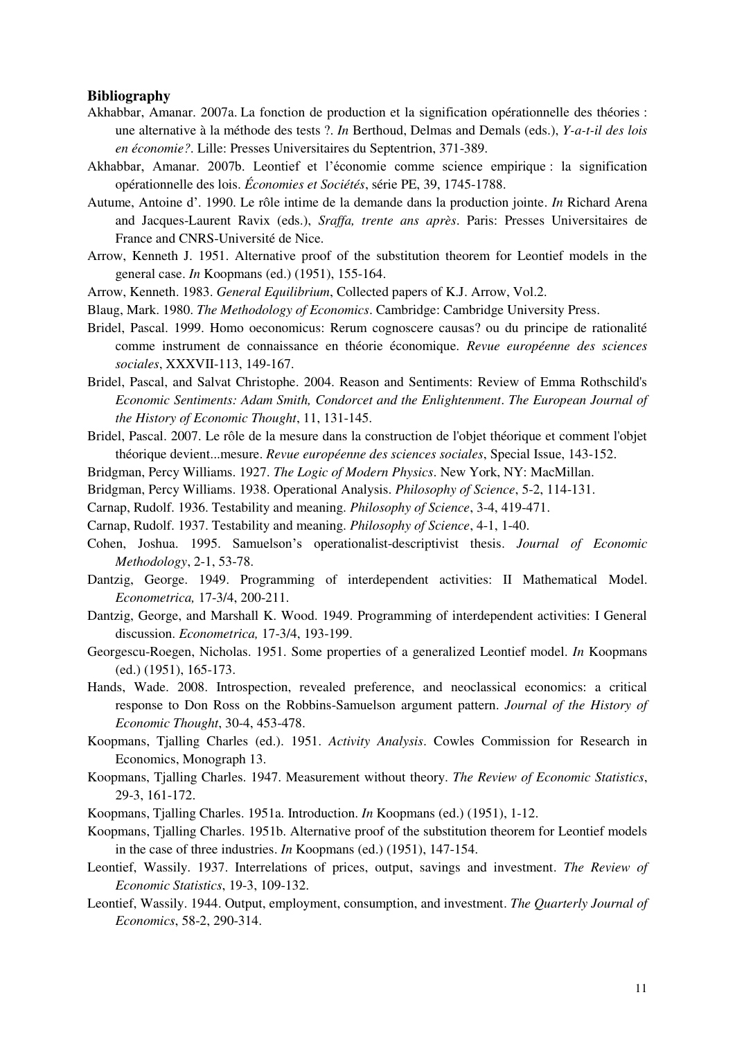**Bibliography**

Akhabbar, Amanar. 2007a. La fonction de production et la signification opérationnelle des théories : une alternative à la méthode des tests ?. *In* Berthoud, Delmas and Demals (eds.), *Y-a-t-il des lois en économie?*. Lille: Presses Universitaires du Septentrion, 371-389.

Akhabbar, Amanar. 2007b. Leontief et l'économie comme science empirique : la signification opérationnelle des lois. *Économies et Sociétés*, série PE, 39, 1745-1788.

Autume, Antoine d'. 1990. Le rôle intime de la demande dans la production jointe. *In* Richard Arena and Jacques-Laurent Ravix (eds.), *Sraffa, trente ans après*. Paris: Presses Universitaires de France and CNRS-Université de Nice.

Arrow, Kenneth J. 1951. Alternative proof of the substitution theorem for Leontief models in the general case. *In* Koopmans (ed.) (1951), 155-164.

Arrow, Kenneth. 1983. *General Equilibrium*, Collected papers of K.J. Arrow, Vol.2.

Blaug, Mark. 1980. *The Methodology of Economics*. Cambridge: Cambridge University Press.

Bridel, Pascal. 1999. Homo oeconomicus: Rerum cognoscere causas? ou du principe de rationalité comme instrument de connaissance en théorie économique. *Revue européenne des sciences sociales*, XXXVII-113, 149-167.

Bridel, Pascal, and Salvat Christophe. 2004. Reason and Sentiments: Review of Emma Rothschild's *Economic Sentiments: Adam Smith, Condorcet and the Enlightenment*. *The European Journal of the History of Economic Thought*, 11, 131-145.

Bridel, Pascal. 2007. Le rôle de la mesure dans la construction de l'objet théorique et comment l'objet théorique devient...mesure. *Revue européenne des sciences sociales*, Special Issue, 143-152.

Bridgman, Percy Williams. 1927. *The Logic of Modern Physics*. New York, NY: MacMillan.

Bridgman, Percy Williams. 1938. Operational Analysis. *Philosophy of Science*, 5-2, 114-131.

Carnap, Rudolf. 1936. Testability and meaning. *Philosophy of Science*, 3-4, 419-471.

Carnap, Rudolf. 1937. Testability and meaning. *Philosophy of Science*, 4-1, 1-40.

Cohen, Joshua. 1995. Samuelson's operationalist-descriptivist thesis. *Journal of Economic Methodology*, 2-1, 53-78.

Dantzig, George. 1949. Programming of interdependent activities: II Mathematical Model. *Econometrica,* 17-3/4, 200-211.

Dantzig, George, and Marshall K. Wood. 1949. Programming of interdependent activities: I General discussion. *Econometrica,* 17-3/4, 193-199.

Georgescu-Roegen, Nicholas. 1951. Some properties of a generalized Leontief model. *In* Koopmans (ed.) (1951), 165-173.

Hands, Wade. 2008. Introspection, revealed preference, and neoclassical economics: a critical response to Don Ross on the Robbins-Samuelson argument pattern. *Journal of the History of Economic Thought*, 30-4, 453-478.

Koopmans, Tjalling Charles (ed.). 1951. *Activity Analysis*. Cowles Commission for Research in Economics, Monograph 13.

Koopmans, Tjalling Charles. 1947. Measurement without theory. *The Review of Economic Statistics*, 29-3, 161-172.

Koopmans, Tjalling Charles. 1951a. Introduction. *In* Koopmans (ed.) (1951), 1-12.

Koopmans, Tjalling Charles. 1951b. Alternative proof of the substitution theorem for Leontief models in the case of three industries. *In* Koopmans (ed.) (1951), 147-154.

Leontief, Wassily. 1937. Interrelations of prices, output, savings and investment. *The Review of Economic Statistics*, 19-3, 109-132.

Leontief, Wassily. 1944. Output, employment, consumption, and investment. *The Quarterly Journal of Economics*, 58-2, 290-314.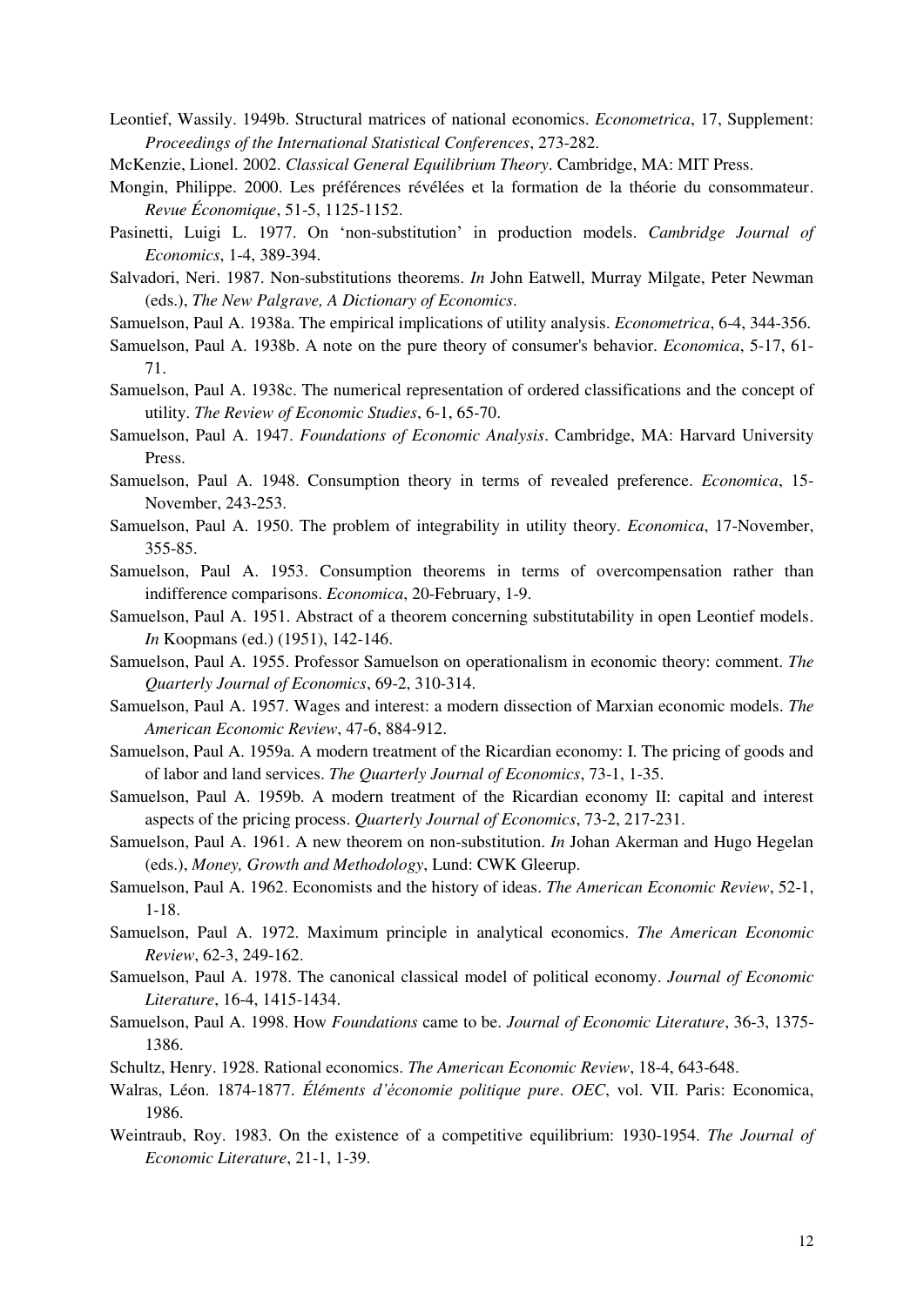Leontief, Wassily. 1949b. Structural matrices of national economics. *Econometrica*, 17, Supplement: *Proceedings of the International Statistical Conferences*, 273-282.

McKenzie, Lionel. 2002. *Classical General Equilibrium Theory*. Cambridge, MA: MIT Press.

Mongin, Philippe. 2000. Les préférences révélées et la formation de la théorie du consommateur. *Revue Économique*, 51-5, 1125-1152.

Pasinetti, Luigi L. 1977. On 'non-substitution' in production models. *Cambridge Journal of Economics*, 1-4, 389-394.

Salvadori, Neri. 1987. Non-substitutions theorems. *In* John Eatwell, Murray Milgate, Peter Newman (eds.), *The New Palgrave, A Dictionary of Economics*.

Samuelson, Paul A. 1938a. The empirical implications of utility analysis. *Econometrica*, 6-4, 344-356.

Samuelson, Paul A. 1938b. A note on the pure theory of consumer's behavior. *Economica*, 5-17, 61-71.

Samuelson, Paul A. 1938c. The numerical representation of ordered classifications and the concept of utility. *The Review of Economic Studies*, 6-1, 65-70.

Samuelson, Paul A. 1947. *Foundations of Economic Analysis*. Cambridge, MA: Harvard University Press.

Samuelson, Paul A. 1948. Consumption theory in terms of revealed preference. *Economica*, 15-November, 243-253.

Samuelson, Paul A. 1950. The problem of integrability in utility theory. *Economica*, 17-November, 355-85.

Samuelson, Paul A. 1953. Consumption theorems in terms of overcompensation rather than indifference comparisons. *Economica*, 20-February, 1-9.

Samuelson, Paul A. 1951. Abstract of a theorem concerning substitutability in open Leontief models. *In* Koopmans (ed.) (1951), 142-146.

Samuelson, Paul A. 1955. Professor Samuelson on operationalism in economic theory: comment. *The Quarterly Journal of Economics*, 69-2, 310-314.

Samuelson, Paul A. 1957. Wages and interest: a modern dissection of Marxian economic models. *The American Economic Review*, 47-6, 884-912.

Samuelson, Paul A. 1959a. A modern treatment of the Ricardian economy: I. The pricing of goods and of labor and land services. *The Quarterly Journal of Economics*, 73-1, 1-35.

Samuelson, Paul A. 1959b. A modern treatment of the Ricardian economy II: capital and interest aspects of the pricing process. *Quarterly Journal of Economics*, 73-2, 217-231.

Samuelson, Paul A. 1961. A new theorem on non-substitution. *In* Johan Akerman and Hugo Hegelan (eds.), *Money, Growth and Methodology*, Lund: CWK Gleerup.

Samuelson, Paul A. 1962. Economists and the history of ideas. *The American Economic Review*, 52-1, 1-18.

Samuelson, Paul A. 1972. Maximum principle in analytical economics. *The American Economic Review*, 62-3, 249-162.

Samuelson, Paul A. 1978. The canonical classical model of political economy. *Journal of Economic Literature*, 16-4, 1415-1434.

Samuelson, Paul A. 1998. How *Foundations* came to be. *Journal of Economic Literature*, 36-3, 1375-1386.

Schultz, Henry. 1928. Rational economics. *The American Economic Review*, 18-4, 643-648.

Walras, Léon. 1874-1877. *Éléments d'économie politique pure*. *OEC*, vol. VII. Paris: Economica, 1986.

Weintraub, Roy. 1983. On the existence of a competitive equilibrium: 1930-1954. *The Journal of Economic Literature*, 21-1, 1-39.